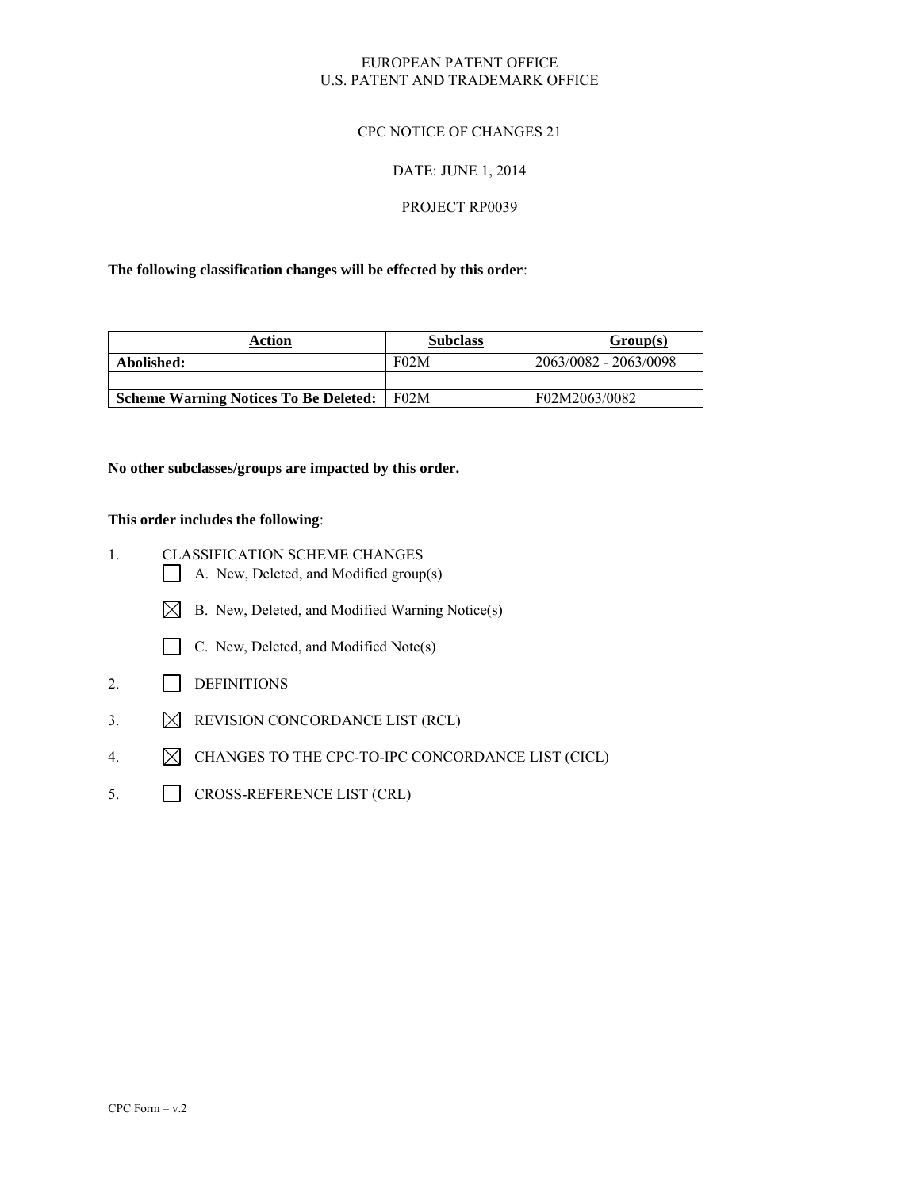EUROPEAN PATENT OFFICE
U.S. PATENT AND TRADEMARK OFFICE

CPC NOTICE OF CHANGES 21

DATE: JUNE 1, 2014

PROJECT RP0039

**The following classification changes will be effected by this order**:

| Action | Subclass | Group(s) |
|---|---|---|
| **Abolished:** | F02M | 2063/0082 - 2063/0098 |
| | | |
| **Scheme Warning Notices To Be Deleted:** | F02M | F02M2063/0082 |

**No other subclasses/groups are impacted by this order.**

**This order includes the following**:

1. CLASSIFICATION SCHEME CHANGES
   - [ ] A. New, Deleted, and Modified group(s)
   - [x] B. New, Deleted, and Modified Warning Notice(s)
   - [ ] C. New, Deleted, and Modified Note(s)
2. [ ] DEFINITIONS
3. [x] REVISION CONCORDANCE LIST (RCL)
4. [x] CHANGES TO THE CPC-TO-IPC CONCORDANCE LIST (CICL)
5. [ ] CROSS-REFERENCE LIST (CRL)

CPC Form – v.2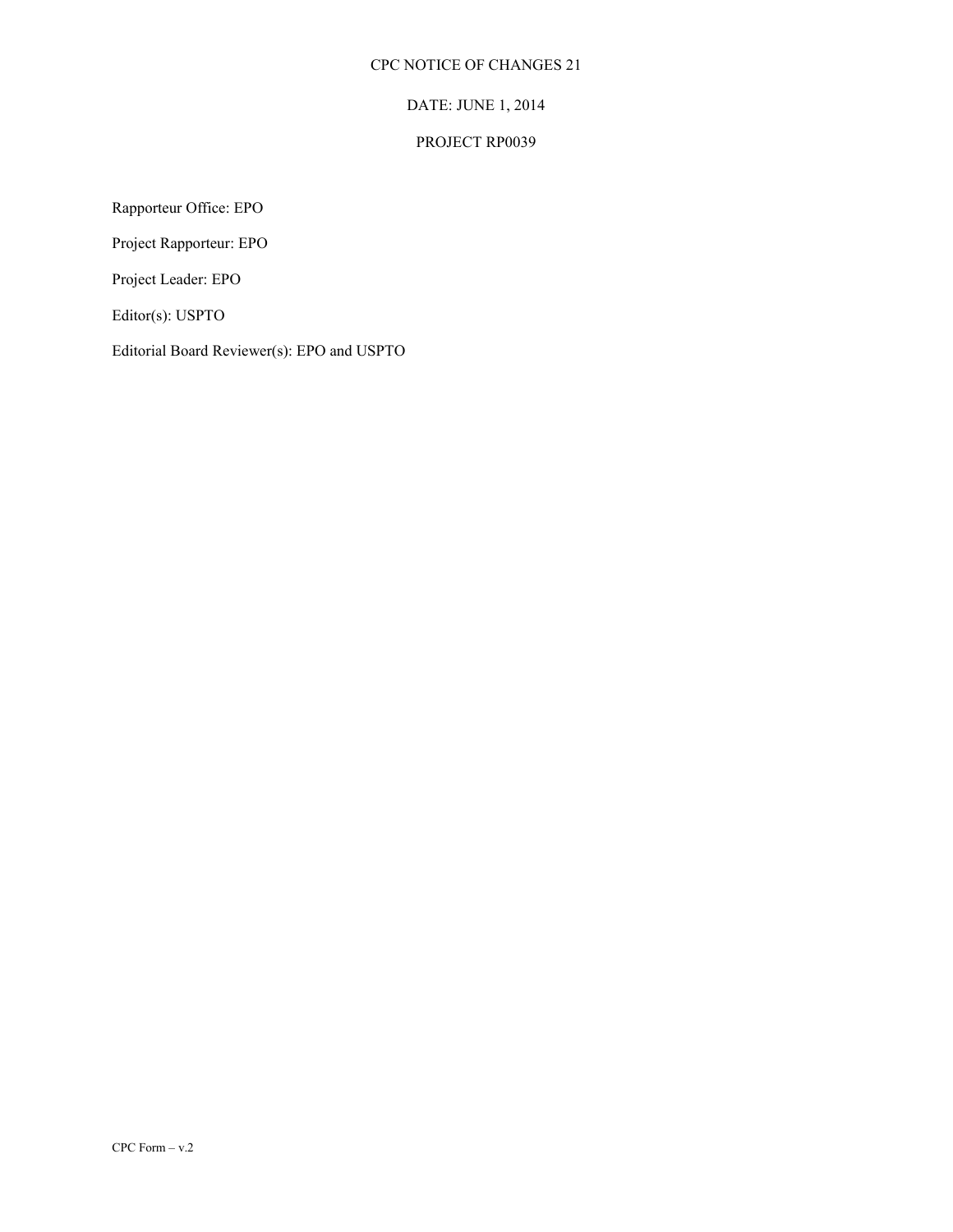CPC NOTICE OF CHANGES 21

DATE: JUNE 1, 2014

PROJECT RP0039

Rapporteur Office: EPO

Project Rapporteur: EPO

Project Leader: EPO

Editor(s): USPTO

Editorial Board Reviewer(s): EPO and USPTO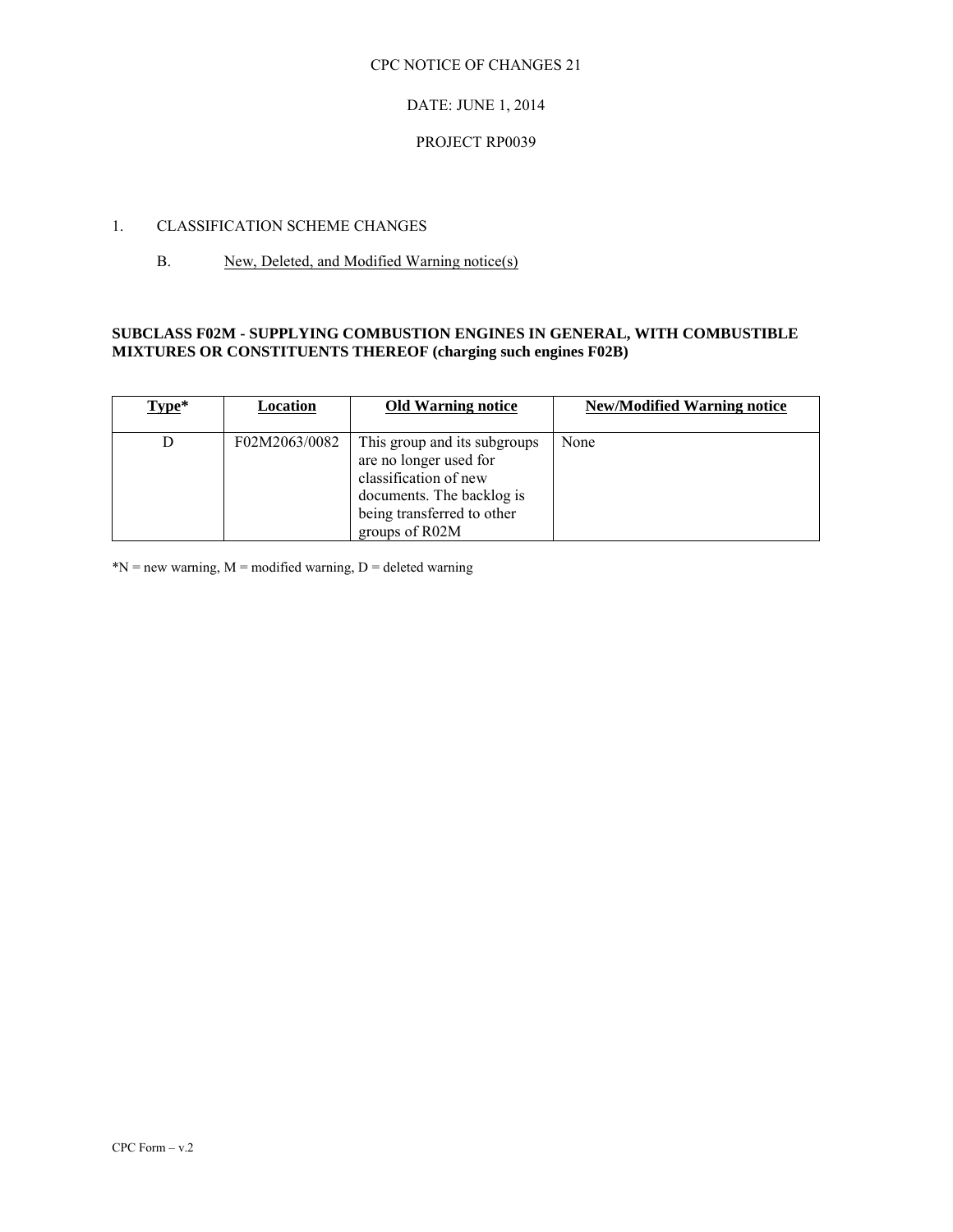CPC NOTICE OF CHANGES 21

DATE: JUNE 1, 2014

PROJECT RP0039

1. CLASSIFICATION SCHEME CHANGES

   B. New, Deleted, and Modified Warning notice(s)

**SUBCLASS F02M - SUPPLYING COMBUSTION ENGINES IN GENERAL, WITH COMBUSTIBLE MIXTURES OR CONSTITUENTS THEREOF (charging such engines F02B)**

| Type* | Location | Old Warning notice | New/Modified Warning notice |
|---|---|---|---|
| D | F02M2063/0082 | This group and its subgroups are no longer used for classification of new documents. The backlog is being transferred to other groups of R02M | None |

*N = new warning, M = modified warning, D = deleted warning

CPC Form – v.2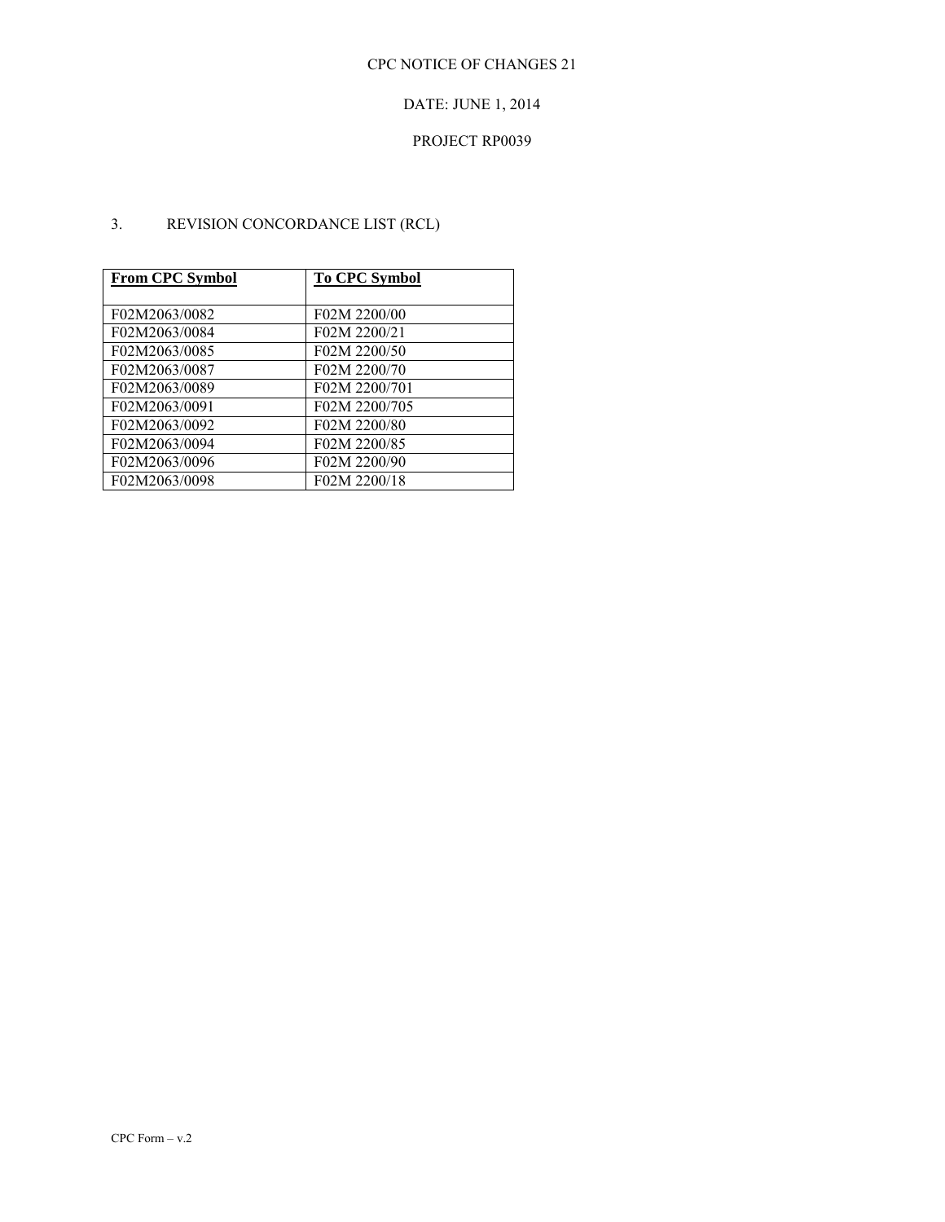CPC NOTICE OF CHANGES 21

DATE: JUNE 1, 2014

PROJECT RP0039

3. REVISION CONCORDANCE LIST (RCL)

| From CPC Symbol | To CPC Symbol |
| --- | --- |
| F02M2063/0082 | F02M 2200/00 |
| F02M2063/0084 | F02M 2200/21 |
| F02M2063/0085 | F02M 2200/50 |
| F02M2063/0087 | F02M 2200/70 |
| F02M2063/0089 | F02M 2200/701 |
| F02M2063/0091 | F02M 2200/705 |
| F02M2063/0092 | F02M 2200/80 |
| F02M2063/0094 | F02M 2200/85 |
| F02M2063/0096 | F02M 2200/90 |
| F02M2063/0098 | F02M 2200/18 |

CPC Form – v.2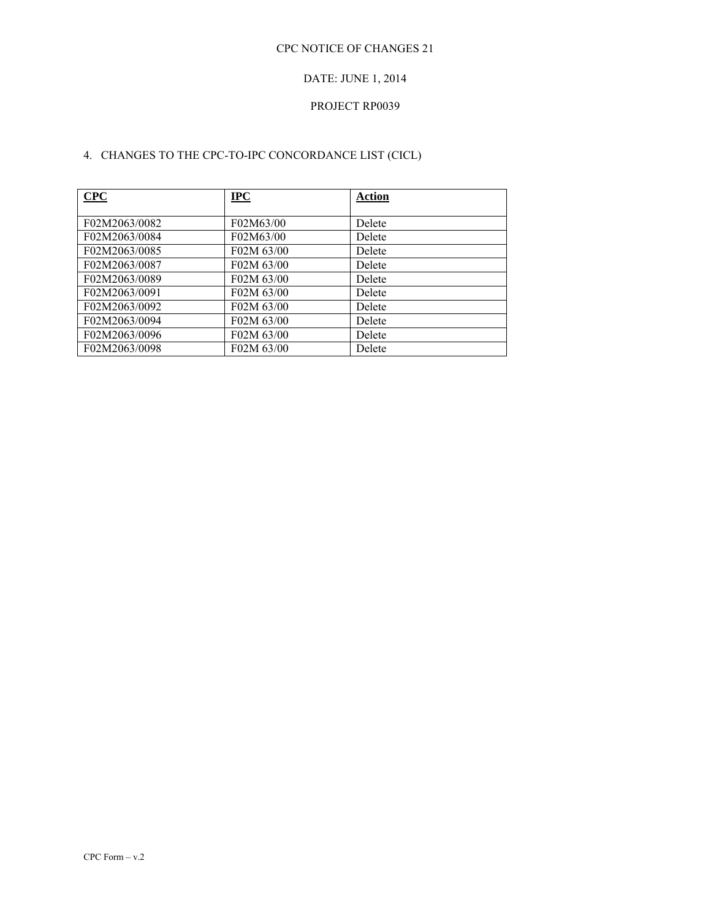CPC NOTICE OF CHANGES 21

DATE: JUNE 1, 2014

PROJECT RP0039

4. CHANGES TO THE CPC-TO-IPC CONCORDANCE LIST (CICL)

| **CPC** | **IPC** | **Action** |
|---|---|---|
| F02M2063/0082 | F02M63/00 | Delete |
| F02M2063/0084 | F02M63/00 | Delete |
| F02M2063/0085 | F02M 63/00 | Delete |
| F02M2063/0087 | F02M 63/00 | Delete |
| F02M2063/0089 | F02M 63/00 | Delete |
| F02M2063/0091 | F02M 63/00 | Delete |
| F02M2063/0092 | F02M 63/00 | Delete |
| F02M2063/0094 | F02M 63/00 | Delete |
| F02M2063/0096 | F02M 63/00 | Delete |
| F02M2063/0098 | F02M 63/00 | Delete |

CPC Form – v.2